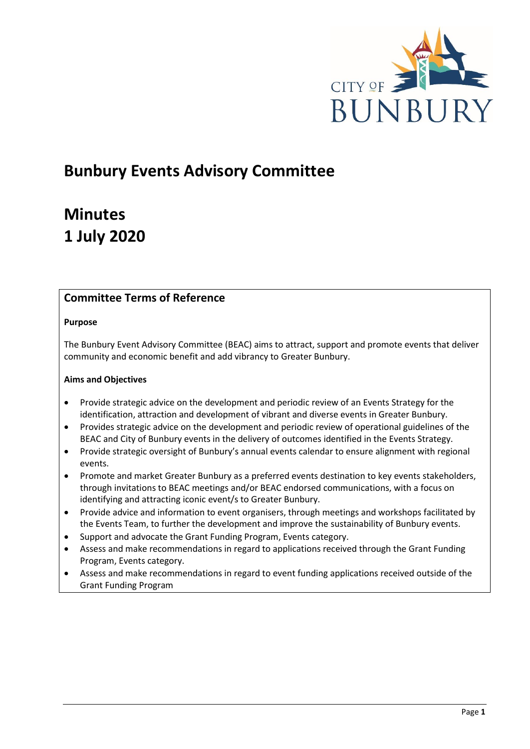# Bunbury Events Advisory Committee

# Minutes
# 1 July 2020

## Committee Terms of Reference

**Purpose**

The Bunbury Event Advisory Committee (BEAC) aims to attract, support and promote events that deliver community and economic benefit and add vibrancy to Greater Bunbury.

**Aims and Objectives**

- Provide strategic advice on the development and periodic review of an Events Strategy for the identification, attraction and development of vibrant and diverse events in Greater Bunbury.
- Provides strategic advice on the development and periodic review of operational guidelines of the BEAC and City of Bunbury events in the delivery of outcomes identified in the Events Strategy.
- Provide strategic oversight of Bunbury's annual events calendar to ensure alignment with regional events.
- Promote and market Greater Bunbury as a preferred events destination to key events stakeholders, through invitations to BEAC meetings and/or BEAC endorsed communications, with a focus on identifying and attracting iconic event/s to Greater Bunbury.
- Provide advice and information to event organisers, through meetings and workshops facilitated by the Events Team, to further the development and improve the sustainability of Bunbury events.
- Support and advocate the Grant Funding Program, Events category.
- Assess and make recommendations in regard to applications received through the Grant Funding Program, Events category.
- Assess and make recommendations in regard to event funding applications received outside of the Grant Funding Program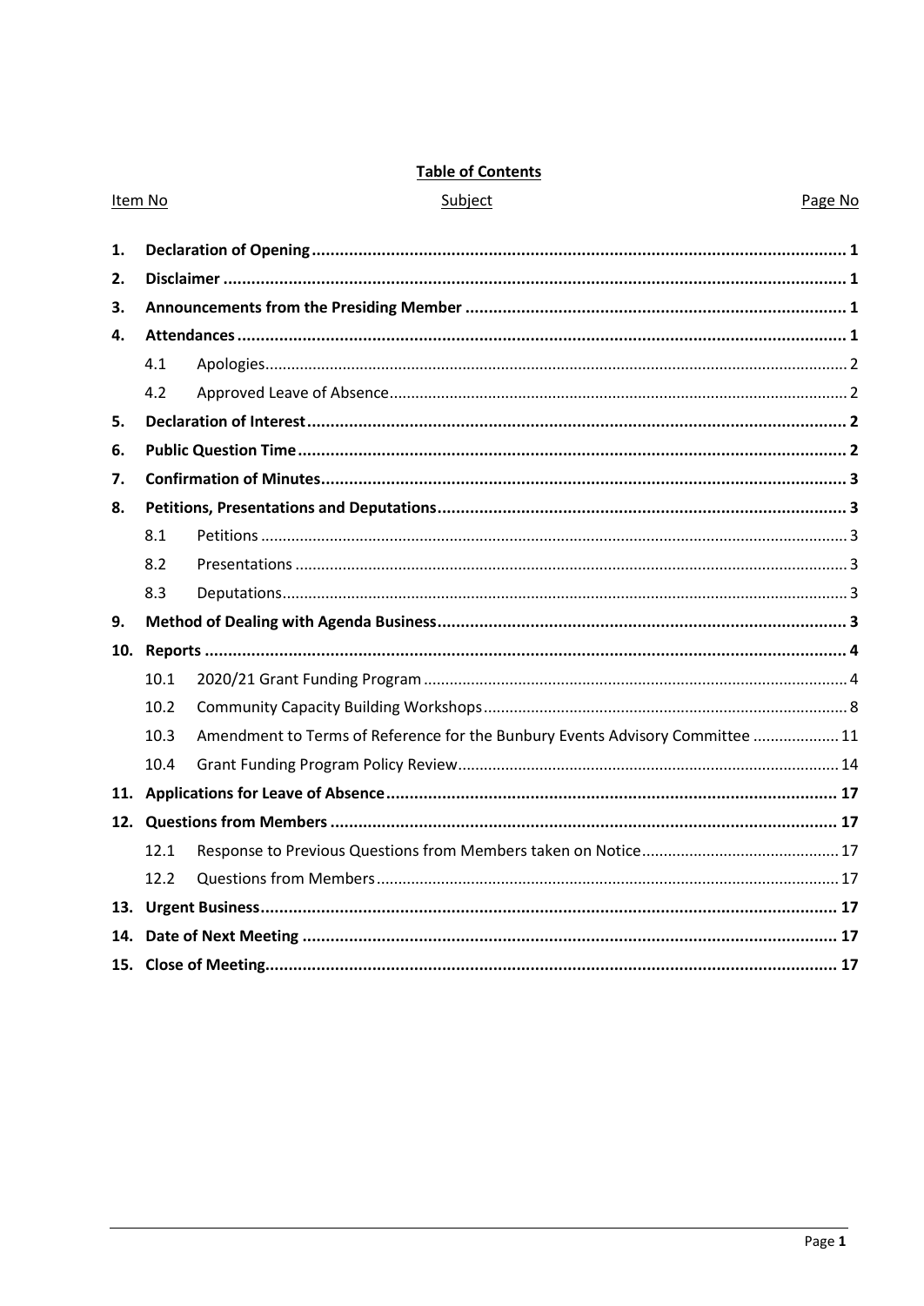**Table of Contents**

| Item No | | Subject | Page No |
|---|---|---|---|
| **1.** | | **Declaration of Opening** | **1** |
| **2.** | | **Disclaimer** | **1** |
| **3.** | | **Announcements from the Presiding Member** | **1** |
| **4.** | | **Attendances** | **1** |
| | 4.1 | Apologies | 2 |
| | 4.2 | Approved Leave of Absence | 2 |
| **5.** | | **Declaration of Interest** | **2** |
| **6.** | | **Public Question Time** | **2** |
| **7.** | | **Confirmation of Minutes** | **3** |
| **8.** | | **Petitions, Presentations and Deputations** | **3** |
| | 8.1 | Petitions | 3 |
| | 8.2 | Presentations | 3 |
| | 8.3 | Deputations | 3 |
| **9.** | | **Method of Dealing with Agenda Business** | **3** |
| **10.** | | **Reports** | **4** |
| | 10.1 | 2020/21 Grant Funding Program | 4 |
| | 10.2 | Community Capacity Building Workshops | 8 |
| | 10.3 | Amendment to Terms of Reference for the Bunbury Events Advisory Committee | 11 |
| | 10.4 | Grant Funding Program Policy Review | 14 |
| **11.** | | **Applications for Leave of Absence** | **17** |
| **12.** | | **Questions from Members** | **17** |
| | 12.1 | Response to Previous Questions from Members taken on Notice | 17 |
| | 12.2 | Questions from Members | 17 |
| **13.** | | **Urgent Business** | **17** |
| **14.** | | **Date of Next Meeting** | **17** |
| **15.** | | **Close of Meeting** | **17** |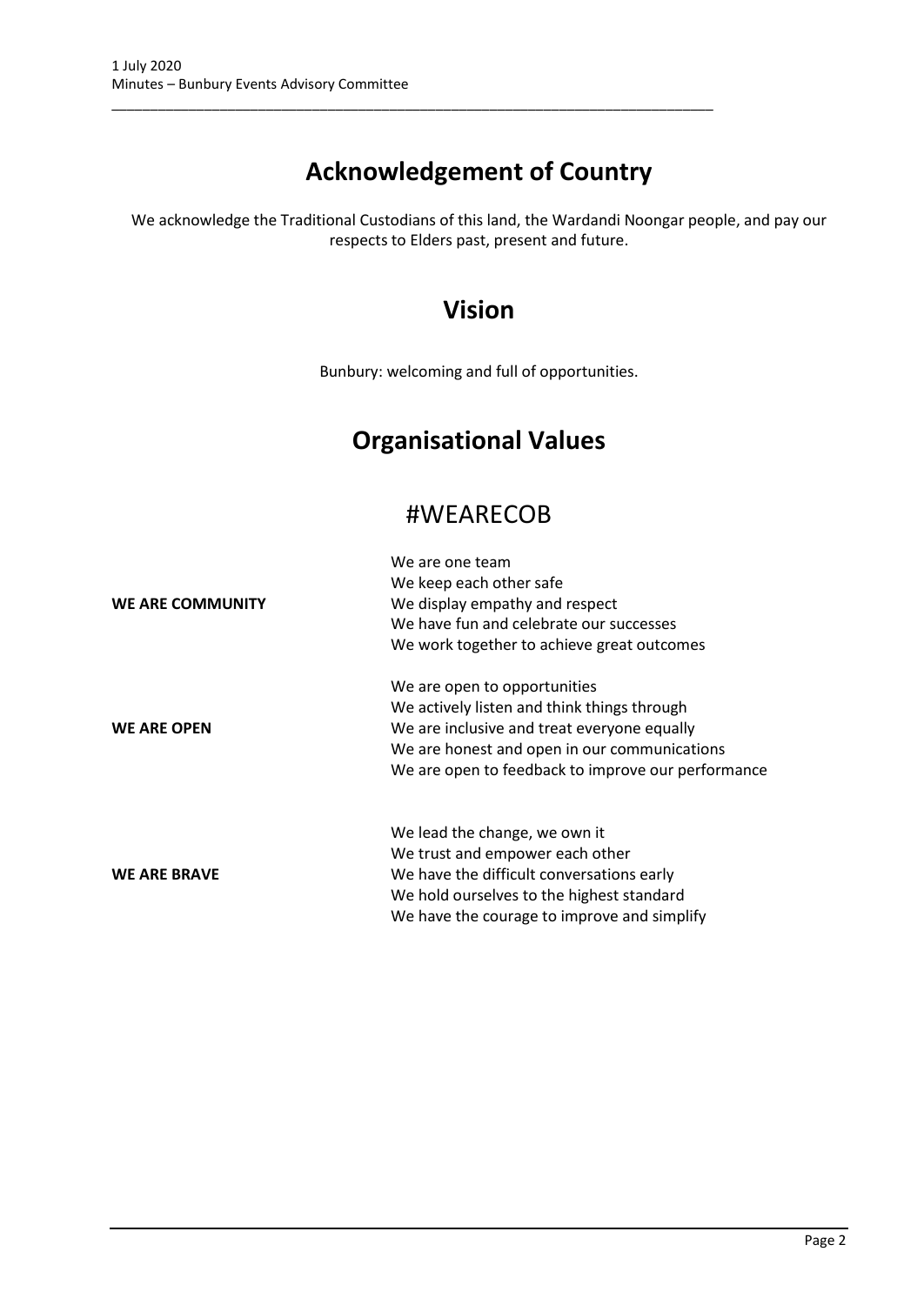# Acknowledgement of Country

We acknowledge the Traditional Custodians of this land, the Wardandi Noongar people, and pay our respects to Elders past, present and future.

# Vision

Bunbury: welcoming and full of opportunities.

# Organisational Values

## #WEARECOB

| | |
|---|---|
| **WE ARE COMMUNITY** | We are one team<br>We keep each other safe<br>We display empathy and respect<br>We have fun and celebrate our successes<br>We work together to achieve great outcomes |
| **WE ARE OPEN** | We are open to opportunities<br>We actively listen and think things through<br>We are inclusive and treat everyone equally<br>We are honest and open in our communications<br>We are open to feedback to improve our performance |
| **WE ARE BRAVE** | We lead the change, we own it<br>We trust and empower each other<br>We have the difficult conversations early<br>We hold ourselves to the highest standard<br>We have the courage to improve and simplify |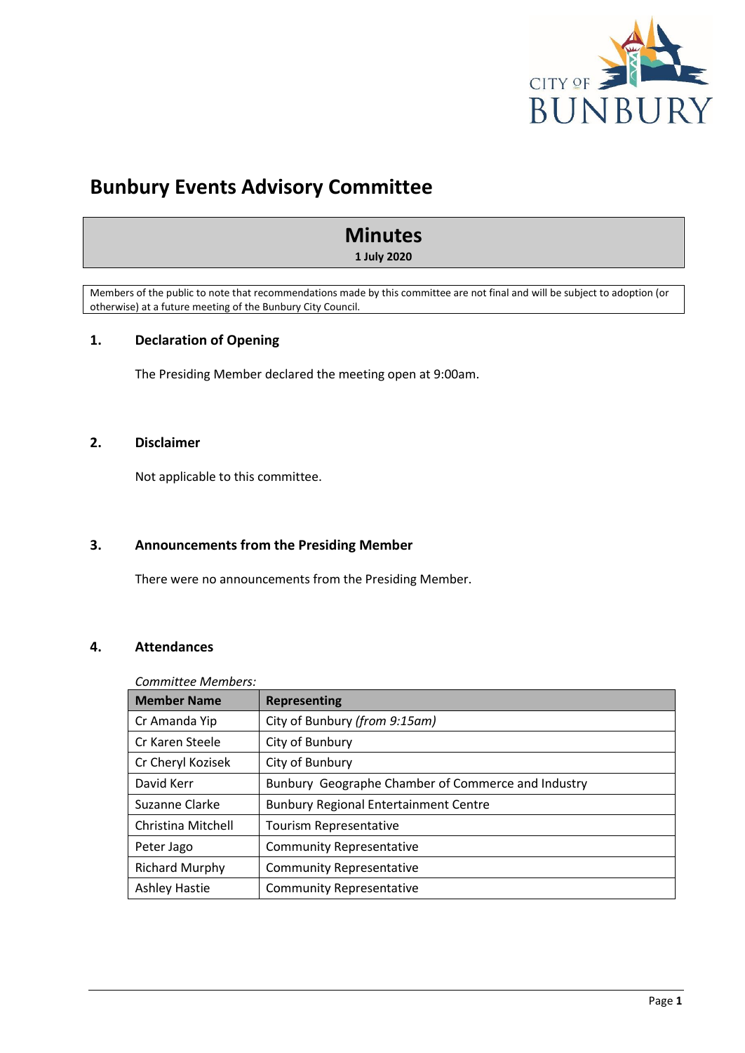# Bunbury Events Advisory Committee

## Minutes

**1 July 2020**

Members of the public to note that recommendations made by this committee are not final and will be subject to adoption (or otherwise) at a future meeting of the Bunbury City Council.

## 1. Declaration of Opening

The Presiding Member declared the meeting open at 9:00am.

## 2. Disclaimer

Not applicable to this committee.

## 3. Announcements from the Presiding Member

There were no announcements from the Presiding Member.

## 4. Attendances

*Committee Members:*

| Member Name | Representing |
|---|---|
| Cr Amanda Yip | City of Bunbury *(from 9:15am)* |
| Cr Karen Steele | City of Bunbury |
| Cr Cheryl Kozisek | City of Bunbury |
| David Kerr | Bunbury Geographe Chamber of Commerce and Industry |
| Suzanne Clarke | Bunbury Regional Entertainment Centre |
| Christina Mitchell | Tourism Representative |
| Peter Jago | Community Representative |
| Richard Murphy | Community Representative |
| Ashley Hastie | Community Representative |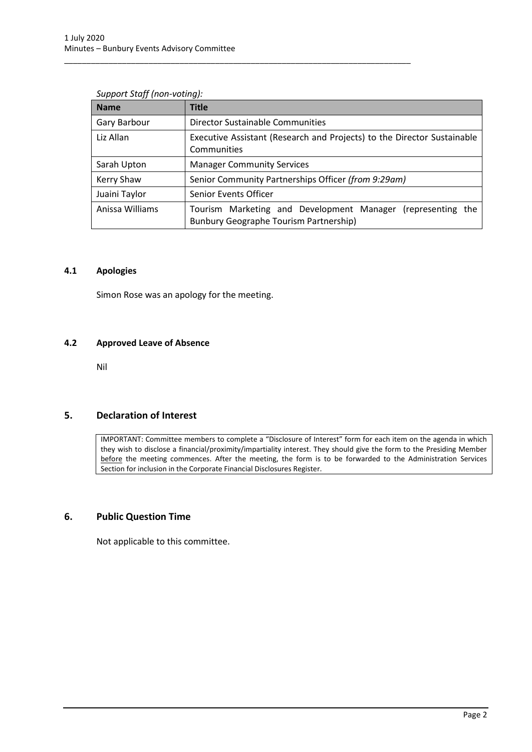*Support Staff (non-voting):*

| Name | Title |
|---|---|
| Gary Barbour | Director Sustainable Communities |
| Liz Allan | Executive Assistant (Research and Projects) to the Director Sustainable Communities |
| Sarah Upton | Manager Community Services |
| Kerry Shaw | Senior Community Partnerships Officer *(from 9:29am)* |
| Juaini Taylor | Senior Events Officer |
| Anissa Williams | Tourism Marketing and Development Manager (representing the Bunbury Geographe Tourism Partnership) |

### 4.1 Apologies

Simon Rose was an apology for the meeting.

### 4.2 Approved Leave of Absence

Nil

## 5. Declaration of Interest

IMPORTANT: Committee members to complete a "Disclosure of Interest" form for each item on the agenda in which they wish to disclose a financial/proximity/impartiality interest. They should give the form to the Presiding Member before the meeting commences. After the meeting, the form is to be forwarded to the Administration Services Section for inclusion in the Corporate Financial Disclosures Register.

## 6. Public Question Time

Not applicable to this committee.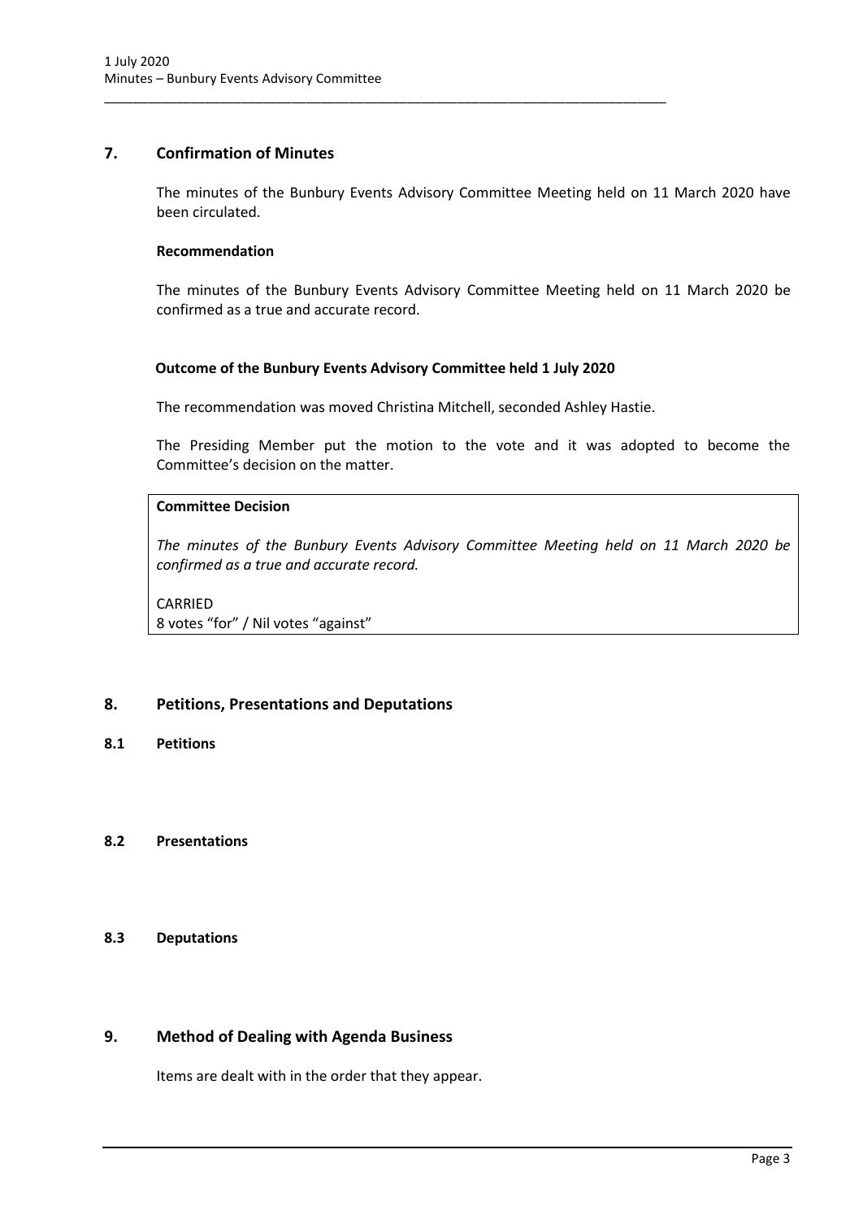## 7. Confirmation of Minutes

The minutes of the Bunbury Events Advisory Committee Meeting held on 11 March 2020 have been circulated.

**Recommendation**

The minutes of the Bunbury Events Advisory Committee Meeting held on 11 March 2020 be confirmed as a true and accurate record.

**Outcome of the Bunbury Events Advisory Committee held 1 July 2020**

The recommendation was moved Christina Mitchell, seconded Ashley Hastie.

The Presiding Member put the motion to the vote and it was adopted to become the Committee's decision on the matter.

**Committee Decision**

*The minutes of the Bunbury Events Advisory Committee Meeting held on 11 March 2020 be confirmed as a true and accurate record.*

CARRIED
8 votes "for" / Nil votes "against"

## 8. Petitions, Presentations and Deputations

### 8.1 Petitions

### 8.2 Presentations

### 8.3 Deputations

## 9. Method of Dealing with Agenda Business

Items are dealt with in the order that they appear.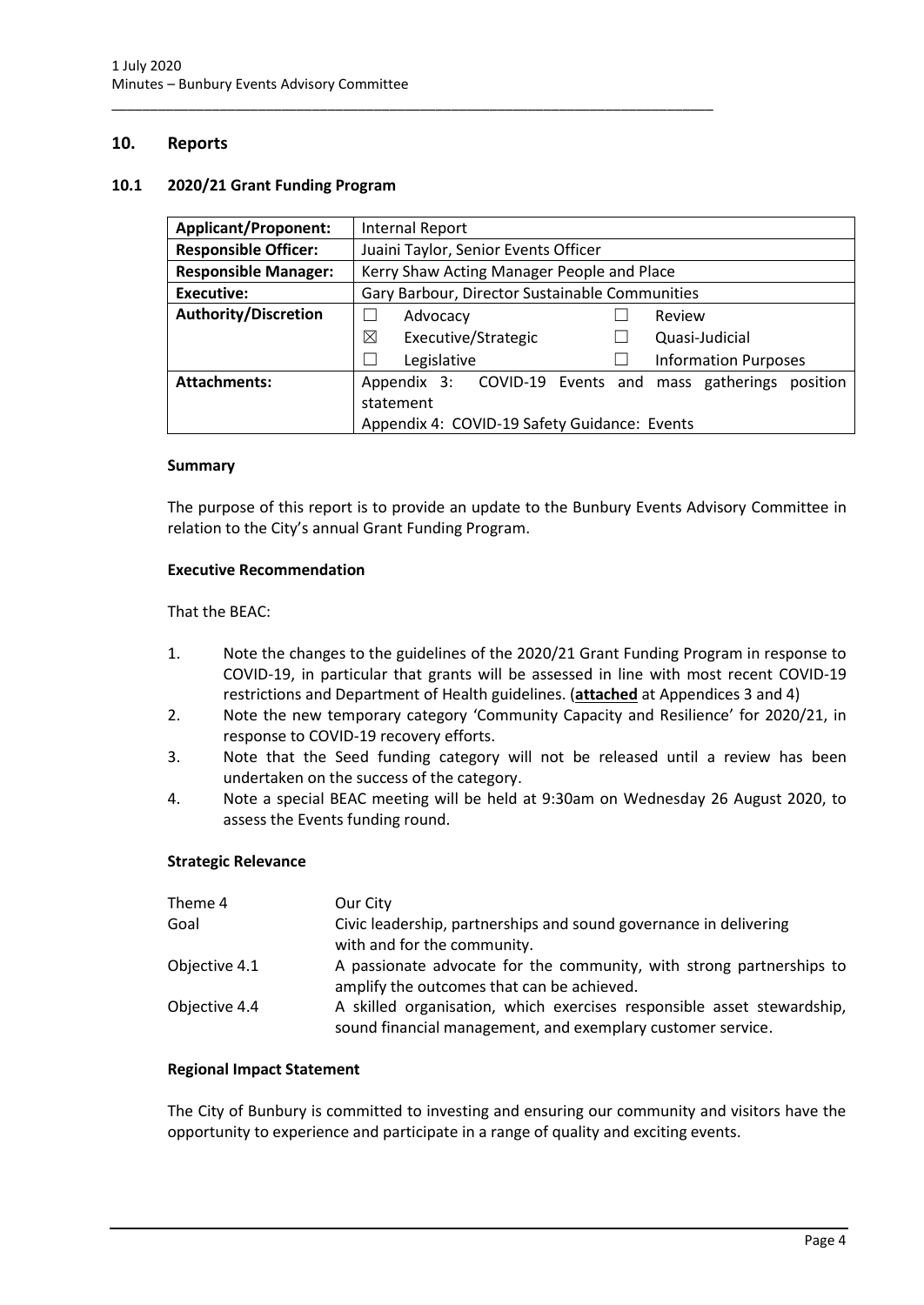## 10. Reports

### 10.1 2020/21 Grant Funding Program

| | |
|---|---|
| **Applicant/Proponent:** | Internal Report |
| **Responsible Officer:** | Juaini Taylor, Senior Events Officer |
| **Responsible Manager:** | Kerry Shaw Acting Manager People and Place |
| **Executive:** | Gary Barbour, Director Sustainable Communities |
| **Authority/Discretion** | ☐ Advocacy ☐ Review<br>☒ Executive/Strategic ☐ Quasi-Judicial<br>☐ Legislative ☐ Information Purposes |
| **Attachments:** | Appendix 3: COVID-19 Events and mass gatherings position statement<br>Appendix 4: COVID-19 Safety Guidance: Events |

**Summary**

The purpose of this report is to provide an update to the Bunbury Events Advisory Committee in relation to the City's annual Grant Funding Program.

**Executive Recommendation**

That the BEAC:

1. Note the changes to the guidelines of the 2020/21 Grant Funding Program in response to COVID-19, in particular that grants will be assessed in line with most recent COVID-19 restrictions and Department of Health guidelines. (**attached** at Appendices 3 and 4)
2. Note the new temporary category 'Community Capacity and Resilience' for 2020/21, in response to COVID-19 recovery efforts.
3. Note that the Seed funding category will not be released until a review has been undertaken on the success of the category.
4. Note a special BEAC meeting will be held at 9:30am on Wednesday 26 August 2020, to assess the Events funding round.

**Strategic Relevance**

| | |
|---|---|
| Theme 4 | Our City |
| Goal | Civic leadership, partnerships and sound governance in delivering with and for the community. |
| Objective 4.1 | A passionate advocate for the community, with strong partnerships to amplify the outcomes that can be achieved. |
| Objective 4.4 | A skilled organisation, which exercises responsible asset stewardship, sound financial management, and exemplary customer service. |

**Regional Impact Statement**

The City of Bunbury is committed to investing and ensuring our community and visitors have the opportunity to experience and participate in a range of quality and exciting events.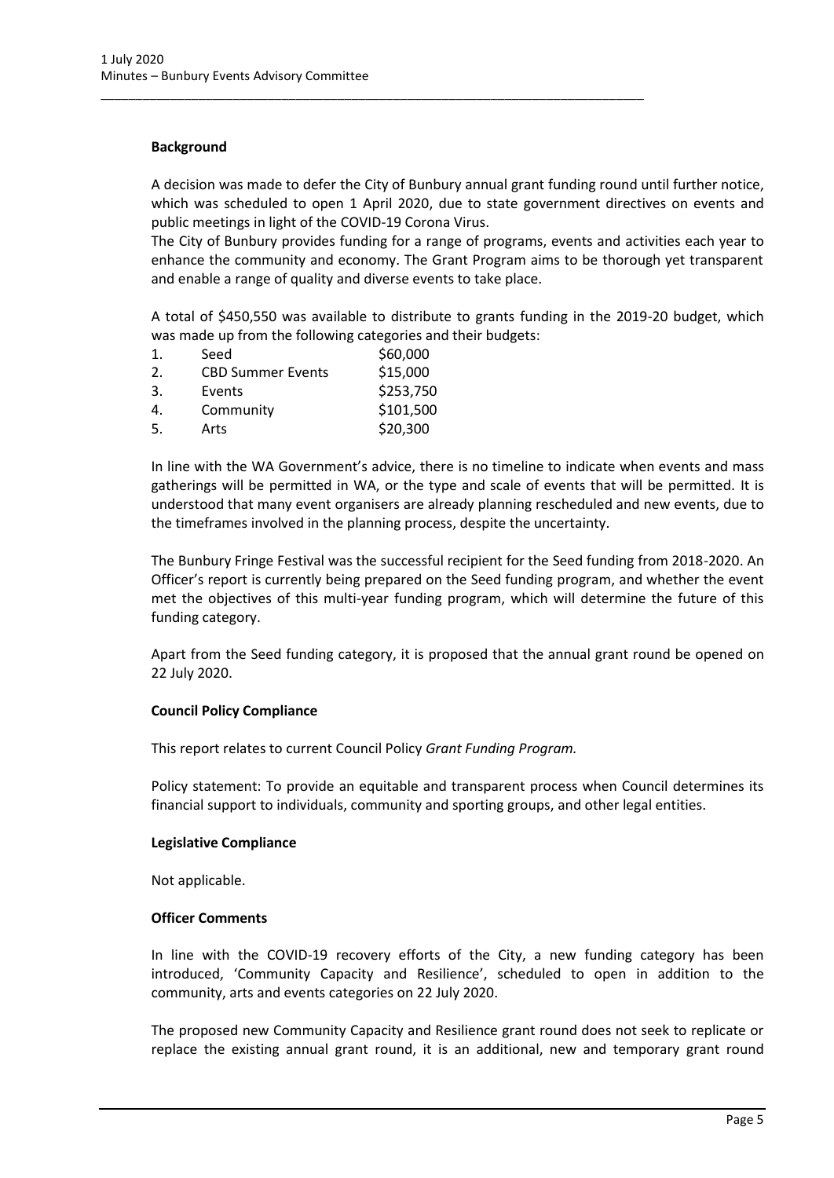**Background**

A decision was made to defer the City of Bunbury annual grant funding round until further notice, which was scheduled to open 1 April 2020, due to state government directives on events and public meetings in light of the COVID-19 Corona Virus.

The City of Bunbury provides funding for a range of programs, events and activities each year to enhance the community and economy. The Grant Program aims to be thorough yet transparent and enable a range of quality and diverse events to take place.

A total of $450,550 was available to distribute to grants funding in the 2019-20 budget, which was made up from the following categories and their budgets:

1. Seed $60,000
2. CBD Summer Events $15,000
3. Events $253,750
4. Community $101,500
5. Arts $20,300

In line with the WA Government's advice, there is no timeline to indicate when events and mass gatherings will be permitted in WA, or the type and scale of events that will be permitted. It is understood that many event organisers are already planning rescheduled and new events, due to the timeframes involved in the planning process, despite the uncertainty.

The Bunbury Fringe Festival was the successful recipient for the Seed funding from 2018-2020. An Officer's report is currently being prepared on the Seed funding program, and whether the event met the objectives of this multi-year funding program, which will determine the future of this funding category.

Apart from the Seed funding category, it is proposed that the annual grant round be opened on 22 July 2020.

**Council Policy Compliance**

This report relates to current Council Policy *Grant Funding Program.*

Policy statement: To provide an equitable and transparent process when Council determines its financial support to individuals, community and sporting groups, and other legal entities.

**Legislative Compliance**

Not applicable.

**Officer Comments**

In line with the COVID-19 recovery efforts of the City, a new funding category has been introduced, 'Community Capacity and Resilience', scheduled to open in addition to the community, arts and events categories on 22 July 2020.

The proposed new Community Capacity and Resilience grant round does not seek to replicate or replace the existing annual grant round, it is an additional, new and temporary grant round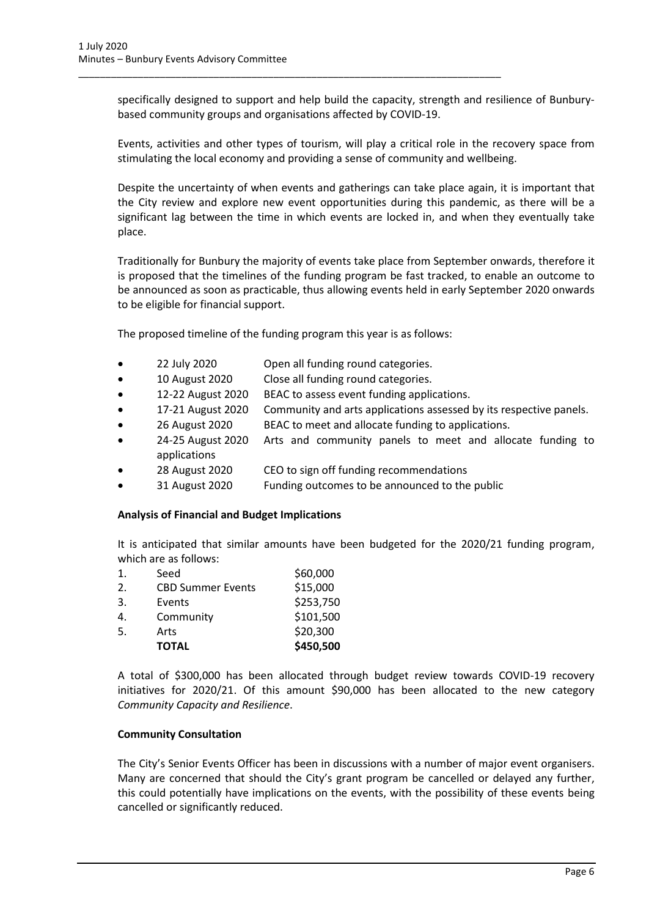specifically designed to support and help build the capacity, strength and resilience of Bunbury-based community groups and organisations affected by COVID-19.

Events, activities and other types of tourism, will play a critical role in the recovery space from stimulating the local economy and providing a sense of community and wellbeing.

Despite the uncertainty of when events and gatherings can take place again, it is important that the City review and explore new event opportunities during this pandemic, as there will be a significant lag between the time in which events are locked in, and when they eventually take place.

Traditionally for Bunbury the majority of events take place from September onwards, therefore it is proposed that the timelines of the funding program be fast tracked, to enable an outcome to be announced as soon as practicable, thus allowing events held in early September 2020 onwards to be eligible for financial support.

The proposed timeline of the funding program this year is as follows:

- 22 July 2020 — Open all funding round categories.
- 10 August 2020 — Close all funding round categories.
- 12-22 August 2020 — BEAC to assess event funding applications.
- 17-21 August 2020 — Community and arts applications assessed by its respective panels.
- 26 August 2020 — BEAC to meet and allocate funding to applications.
- 24-25 August 2020 — Arts and community panels to meet and allocate funding to applications
- 28 August 2020 — CEO to sign off funding recommendations
- 31 August 2020 — Funding outcomes to be announced to the public

**Analysis of Financial and Budget Implications**

It is anticipated that similar amounts have been budgeted for the 2020/21 funding program, which are as follows:

| | | |
|---|---|---|
| 1. | Seed | \$60,000 |
| 2. | CBD Summer Events | \$15,000 |
| 3. | Events | \$253,750 |
| 4. | Community | \$101,500 |
| 5. | Arts | \$20,300 |
| | **TOTAL** | **\$450,500** |

A total of \$300,000 has been allocated through budget review towards COVID-19 recovery initiatives for 2020/21. Of this amount \$90,000 has been allocated to the new category *Community Capacity and Resilience*.

**Community Consultation**

The City's Senior Events Officer has been in discussions with a number of major event organisers. Many are concerned that should the City's grant program be cancelled or delayed any further, this could potentially have implications on the events, with the possibility of these events being cancelled or significantly reduced.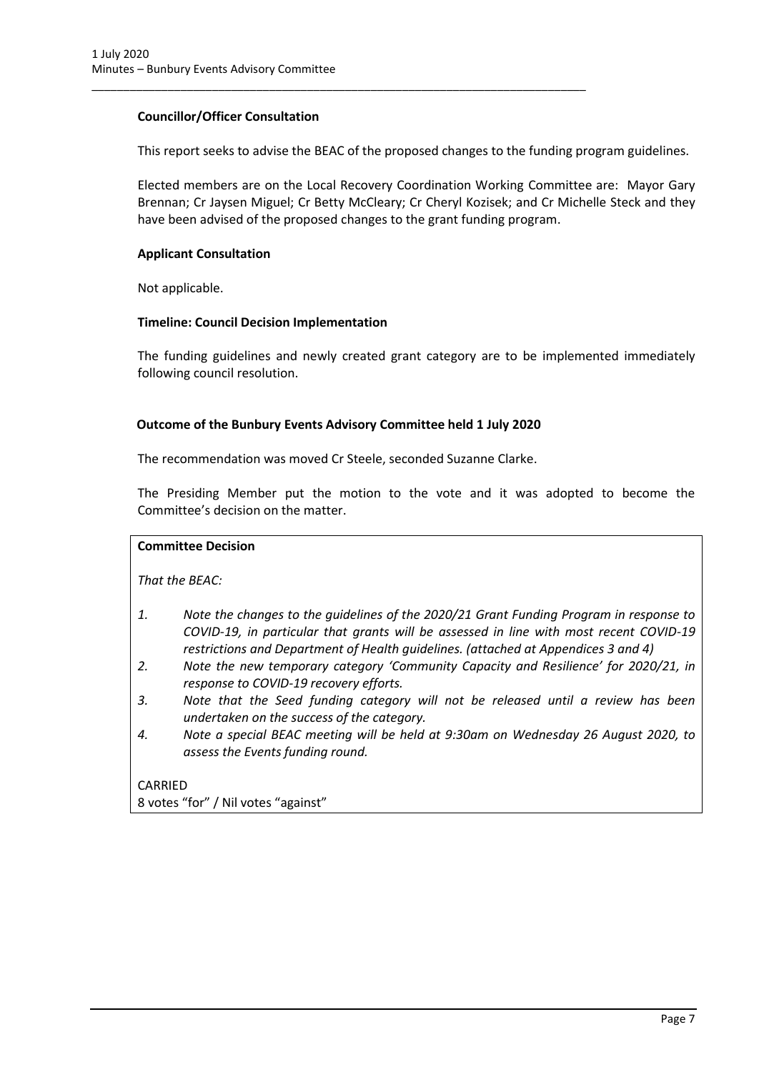**Councillor/Officer Consultation**

This report seeks to advise the BEAC of the proposed changes to the funding program guidelines.

Elected members are on the Local Recovery Coordination Working Committee are: Mayor Gary Brennan; Cr Jaysen Miguel; Cr Betty McCleary; Cr Cheryl Kozisek; and Cr Michelle Steck and they have been advised of the proposed changes to the grant funding program.

**Applicant Consultation**

Not applicable.

**Timeline: Council Decision Implementation**

The funding guidelines and newly created grant category are to be implemented immediately following council resolution.

**Outcome of the Bunbury Events Advisory Committee held 1 July 2020**

The recommendation was moved Cr Steele, seconded Suzanne Clarke.

The Presiding Member put the motion to the vote and it was adopted to become the Committee's decision on the matter.

**Committee Decision**

*That the BEAC:*

1. *Note the changes to the guidelines of the 2020/21 Grant Funding Program in response to COVID-19, in particular that grants will be assessed in line with most recent COVID-19 restrictions and Department of Health guidelines. (attached at Appendices 3 and 4)*
2. *Note the new temporary category 'Community Capacity and Resilience' for 2020/21, in response to COVID-19 recovery efforts.*
3. *Note that the Seed funding category will not be released until a review has been undertaken on the success of the category.*
4. *Note a special BEAC meeting will be held at 9:30am on Wednesday 26 August 2020, to assess the Events funding round.*

CARRIED
8 votes "for" / Nil votes "against"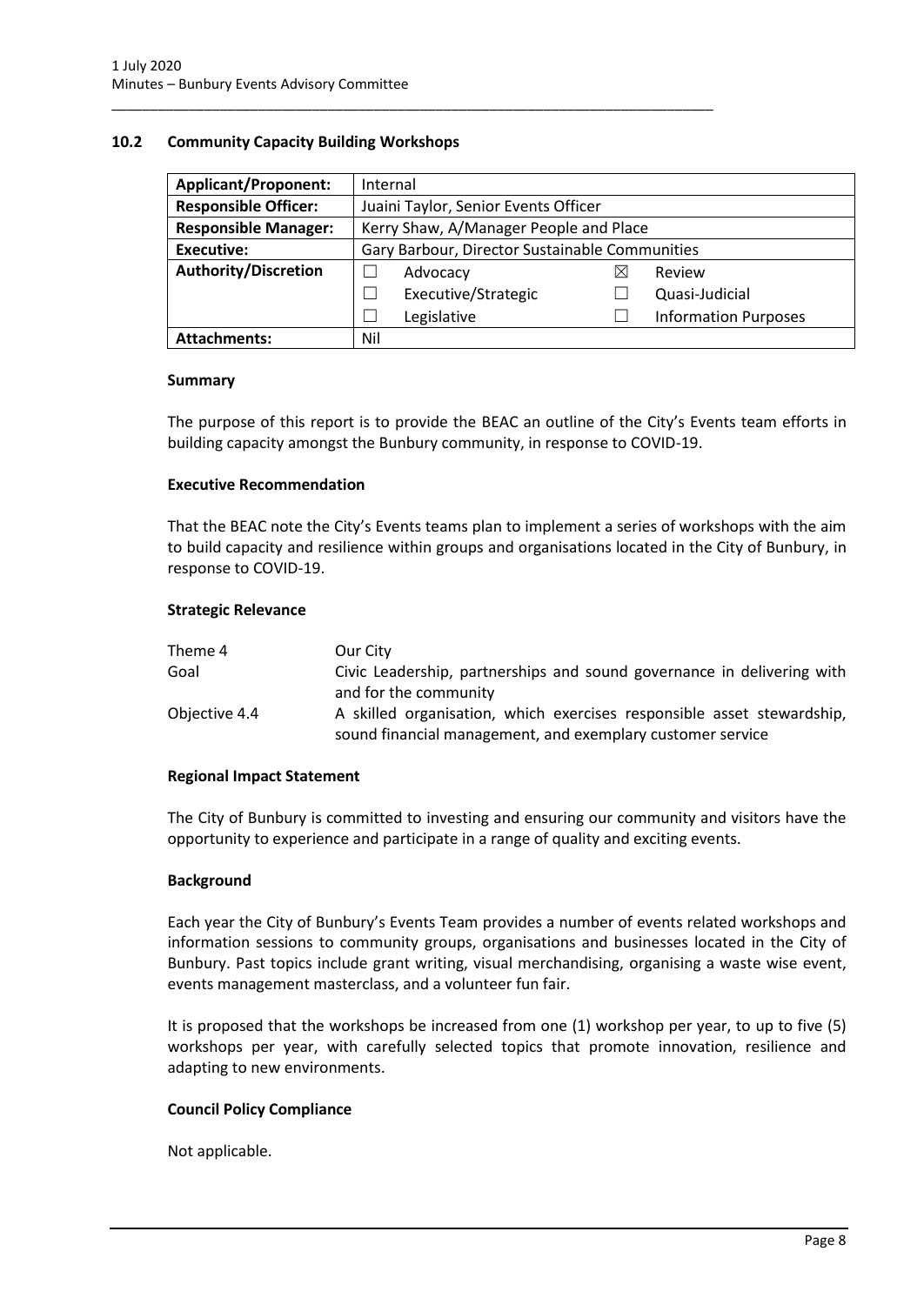## 10.2 Community Capacity Building Workshops

| **Applicant/Proponent:** | Internal | | | |
|---|---|---|---|---|
| **Responsible Officer:** | Juaini Taylor, Senior Events Officer | | | |
| **Responsible Manager:** | Kerry Shaw, A/Manager People and Place | | | |
| **Executive:** | Gary Barbour, Director Sustainable Communities | | | |
| **Authority/Discretion** | ☐ | Advocacy | ☒ | Review |
| | ☐ | Executive/Strategic | ☐ | Quasi-Judicial |
| | ☐ | Legislative | ☐ | Information Purposes |
| **Attachments:** | Nil | | | |

### Summary

The purpose of this report is to provide the BEAC an outline of the City's Events team efforts in building capacity amongst the Bunbury community, in response to COVID-19.

### Executive Recommendation

That the BEAC note the City's Events teams plan to implement a series of workshops with the aim to build capacity and resilience within groups and organisations located in the City of Bunbury, in response to COVID-19.

### Strategic Relevance

| | |
|---|---|
| Theme 4 | Our City |
| Goal | Civic Leadership, partnerships and sound governance in delivering with and for the community |
| Objective 4.4 | A skilled organisation, which exercises responsible asset stewardship, sound financial management, and exemplary customer service |

### Regional Impact Statement

The City of Bunbury is committed to investing and ensuring our community and visitors have the opportunity to experience and participate in a range of quality and exciting events.

### Background

Each year the City of Bunbury's Events Team provides a number of events related workshops and information sessions to community groups, organisations and businesses located in the City of Bunbury. Past topics include grant writing, visual merchandising, organising a waste wise event, events management masterclass, and a volunteer fun fair.

It is proposed that the workshops be increased from one (1) workshop per year, to up to five (5) workshops per year, with carefully selected topics that promote innovation, resilience and adapting to new environments.

### Council Policy Compliance

Not applicable.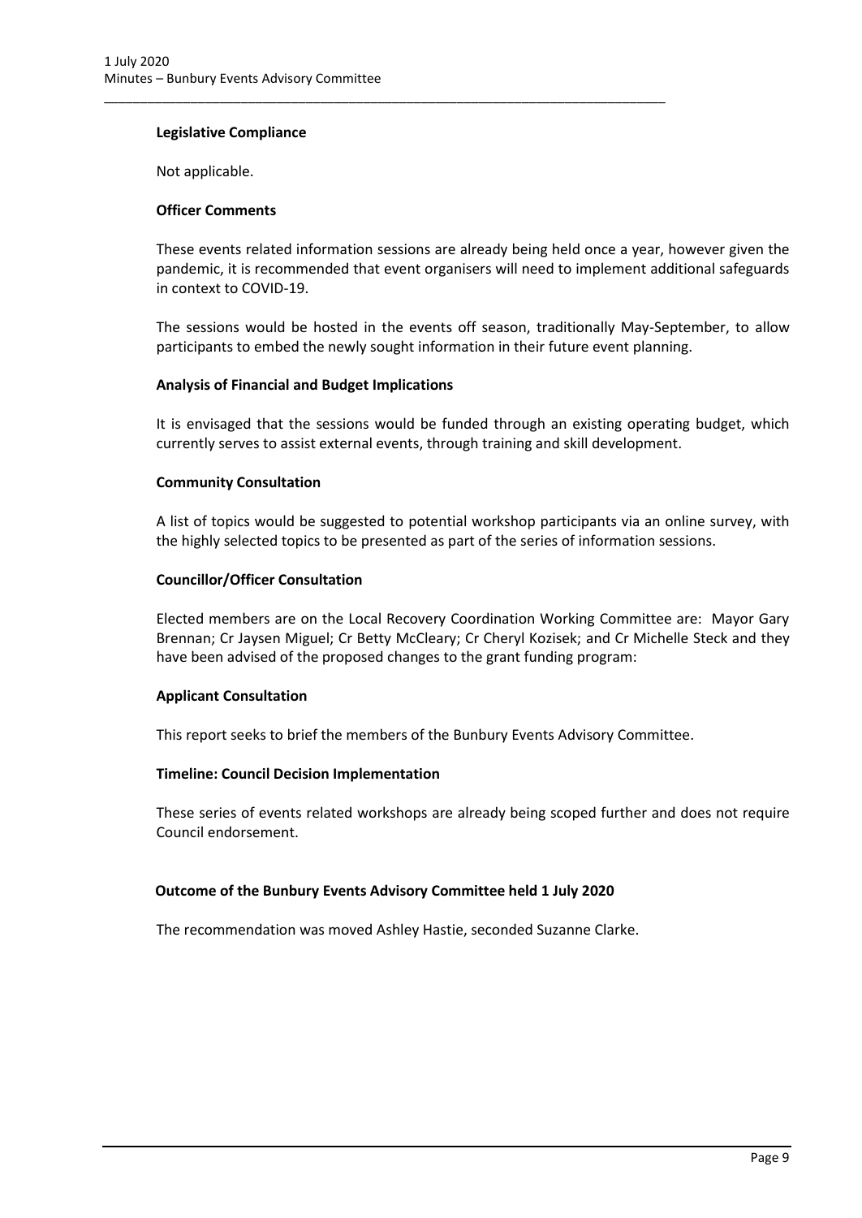**Legislative Compliance**

Not applicable.

**Officer Comments**

These events related information sessions are already being held once a year, however given the pandemic, it is recommended that event organisers will need to implement additional safeguards in context to COVID-19.

The sessions would be hosted in the events off season, traditionally May-September, to allow participants to embed the newly sought information in their future event planning.

**Analysis of Financial and Budget Implications**

It is envisaged that the sessions would be funded through an existing operating budget, which currently serves to assist external events, through training and skill development.

**Community Consultation**

A list of topics would be suggested to potential workshop participants via an online survey, with the highly selected topics to be presented as part of the series of information sessions.

**Councillor/Officer Consultation**

Elected members are on the Local Recovery Coordination Working Committee are: Mayor Gary Brennan; Cr Jaysen Miguel; Cr Betty McCleary; Cr Cheryl Kozisek; and Cr Michelle Steck and they have been advised of the proposed changes to the grant funding program:

**Applicant Consultation**

This report seeks to brief the members of the Bunbury Events Advisory Committee.

**Timeline: Council Decision Implementation**

These series of events related workshops are already being scoped further and does not require Council endorsement.

**Outcome of the Bunbury Events Advisory Committee held 1 July 2020**

The recommendation was moved Ashley Hastie, seconded Suzanne Clarke.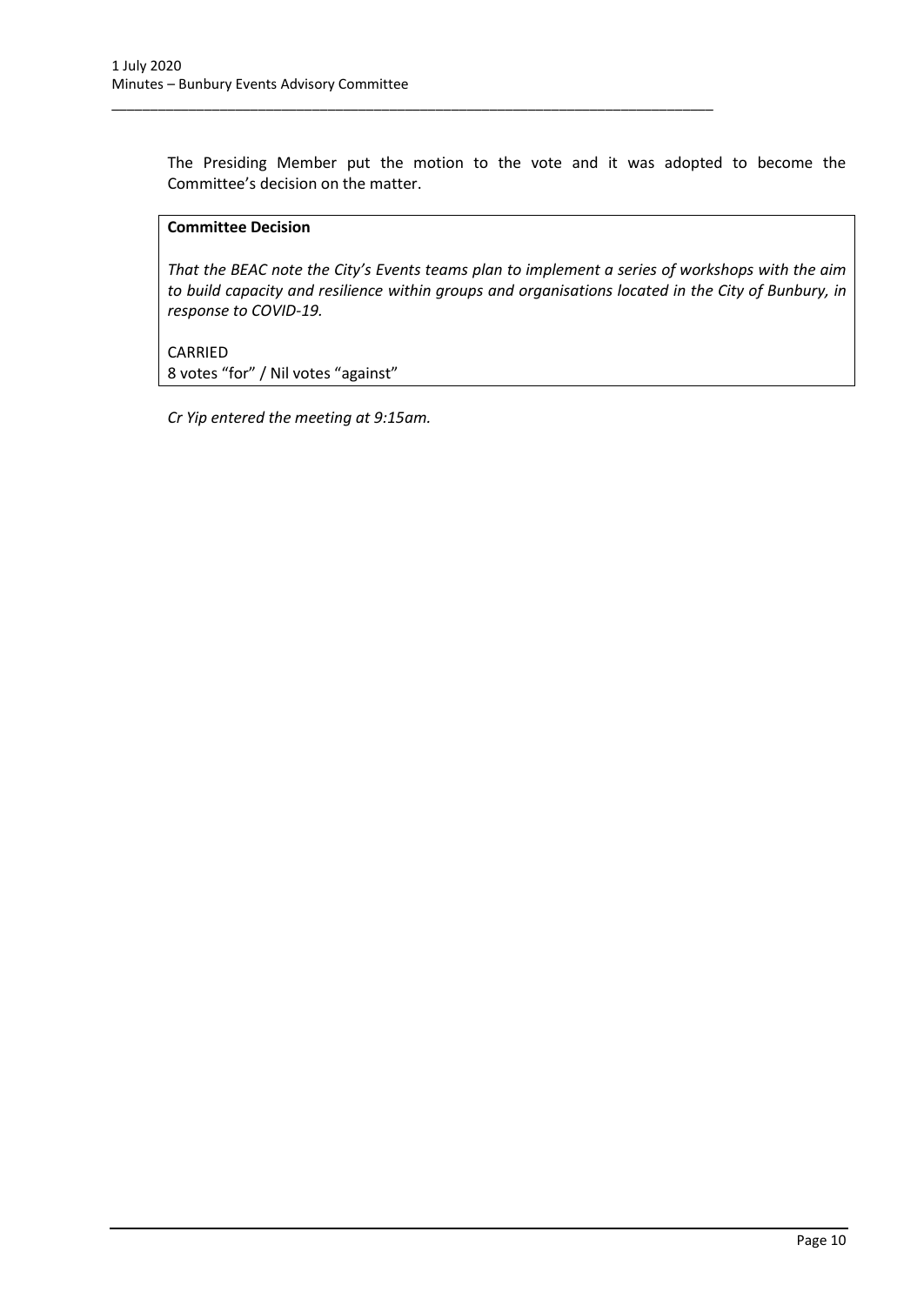The Presiding Member put the motion to the vote and it was adopted to become the Committee's decision on the matter.

**Committee Decision**

*That the BEAC note the City's Events teams plan to implement a series of workshops with the aim to build capacity and resilience within groups and organisations located in the City of Bunbury, in response to COVID-19.*

CARRIED
8 votes "for" / Nil votes "against"

*Cr Yip entered the meeting at 9:15am.*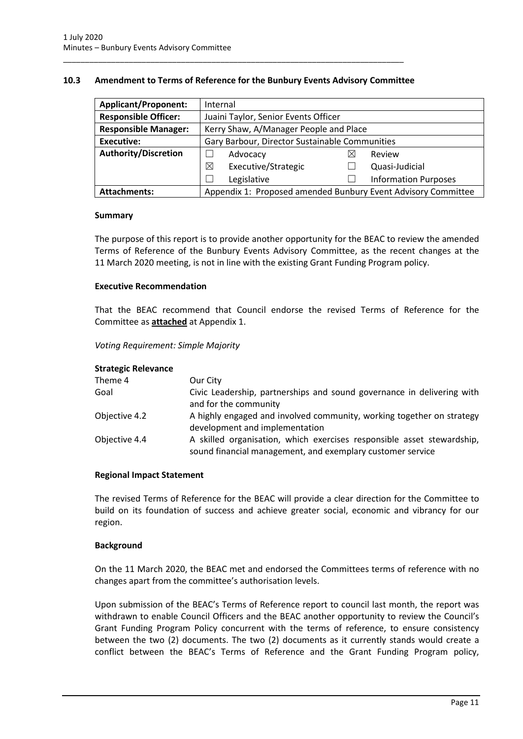### 10.3 Amendment to Terms of Reference for the Bunbury Events Advisory Committee

| **Applicant/Proponent:** | Internal | | | |
|---|---|---|---|---|
| **Responsible Officer:** | Juaini Taylor, Senior Events Officer | | | |
| **Responsible Manager:** | Kerry Shaw, A/Manager People and Place | | | |
| **Executive:** | Gary Barbour, Director Sustainable Communities | | | |
| **Authority/Discretion** | ☐ | Advocacy | ☒ | Review |
| | ☒ | Executive/Strategic | ☐ | Quasi-Judicial |
| | ☐ | Legislative | ☐ | Information Purposes |
| **Attachments:** | Appendix 1: Proposed amended Bunbury Event Advisory Committee | | | |

#### Summary

The purpose of this report is to provide another opportunity for the BEAC to review the amended Terms of Reference of the Bunbury Events Advisory Committee, as the recent changes at the 11 March 2020 meeting, is not in line with the existing Grant Funding Program policy.

#### Executive Recommendation

That the BEAC recommend that Council endorse the revised Terms of Reference for the Committee as **attached** at Appendix 1.

*Voting Requirement: Simple Majority*

#### Strategic Relevance

| | |
|---|---|
| Theme 4 | Our City |
| Goal | Civic Leadership, partnerships and sound governance in delivering with and for the community |
| Objective 4.2 | A highly engaged and involved community, working together on strategy development and implementation |
| Objective 4.4 | A skilled organisation, which exercises responsible asset stewardship, sound financial management, and exemplary customer service |

#### Regional Impact Statement

The revised Terms of Reference for the BEAC will provide a clear direction for the Committee to build on its foundation of success and achieve greater social, economic and vibrancy for our region.

#### Background

On the 11 March 2020, the BEAC met and endorsed the Committees terms of reference with no changes apart from the committee's authorisation levels.

Upon submission of the BEAC's Terms of Reference report to council last month, the report was withdrawn to enable Council Officers and the BEAC another opportunity to review the Council's Grant Funding Program Policy concurrent with the terms of reference, to ensure consistency between the two (2) documents. The two (2) documents as it currently stands would create a conflict between the BEAC's Terms of Reference and the Grant Funding Program policy,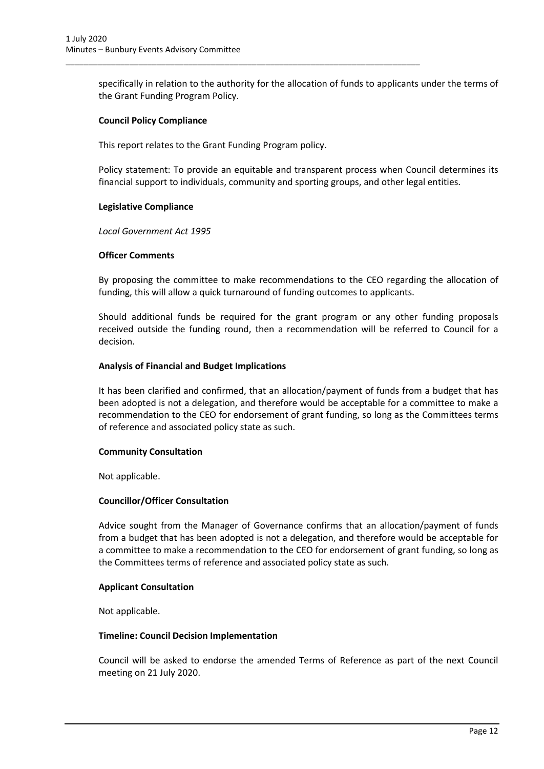specifically in relation to the authority for the allocation of funds to applicants under the terms of the Grant Funding Program Policy.

**Council Policy Compliance**

This report relates to the Grant Funding Program policy.

Policy statement: To provide an equitable and transparent process when Council determines its financial support to individuals, community and sporting groups, and other legal entities.

**Legislative Compliance**

*Local Government Act 1995*

**Officer Comments**

By proposing the committee to make recommendations to the CEO regarding the allocation of funding, this will allow a quick turnaround of funding outcomes to applicants.

Should additional funds be required for the grant program or any other funding proposals received outside the funding round, then a recommendation will be referred to Council for a decision.

**Analysis of Financial and Budget Implications**

It has been clarified and confirmed, that an allocation/payment of funds from a budget that has been adopted is not a delegation, and therefore would be acceptable for a committee to make a recommendation to the CEO for endorsement of grant funding, so long as the Committees terms of reference and associated policy state as such.

**Community Consultation**

Not applicable.

**Councillor/Officer Consultation**

Advice sought from the Manager of Governance confirms that an allocation/payment of funds from a budget that has been adopted is not a delegation, and therefore would be acceptable for a committee to make a recommendation to the CEO for endorsement of grant funding, so long as the Committees terms of reference and associated policy state as such.

**Applicant Consultation**

Not applicable.

**Timeline: Council Decision Implementation**

Council will be asked to endorse the amended Terms of Reference as part of the next Council meeting on 21 July 2020.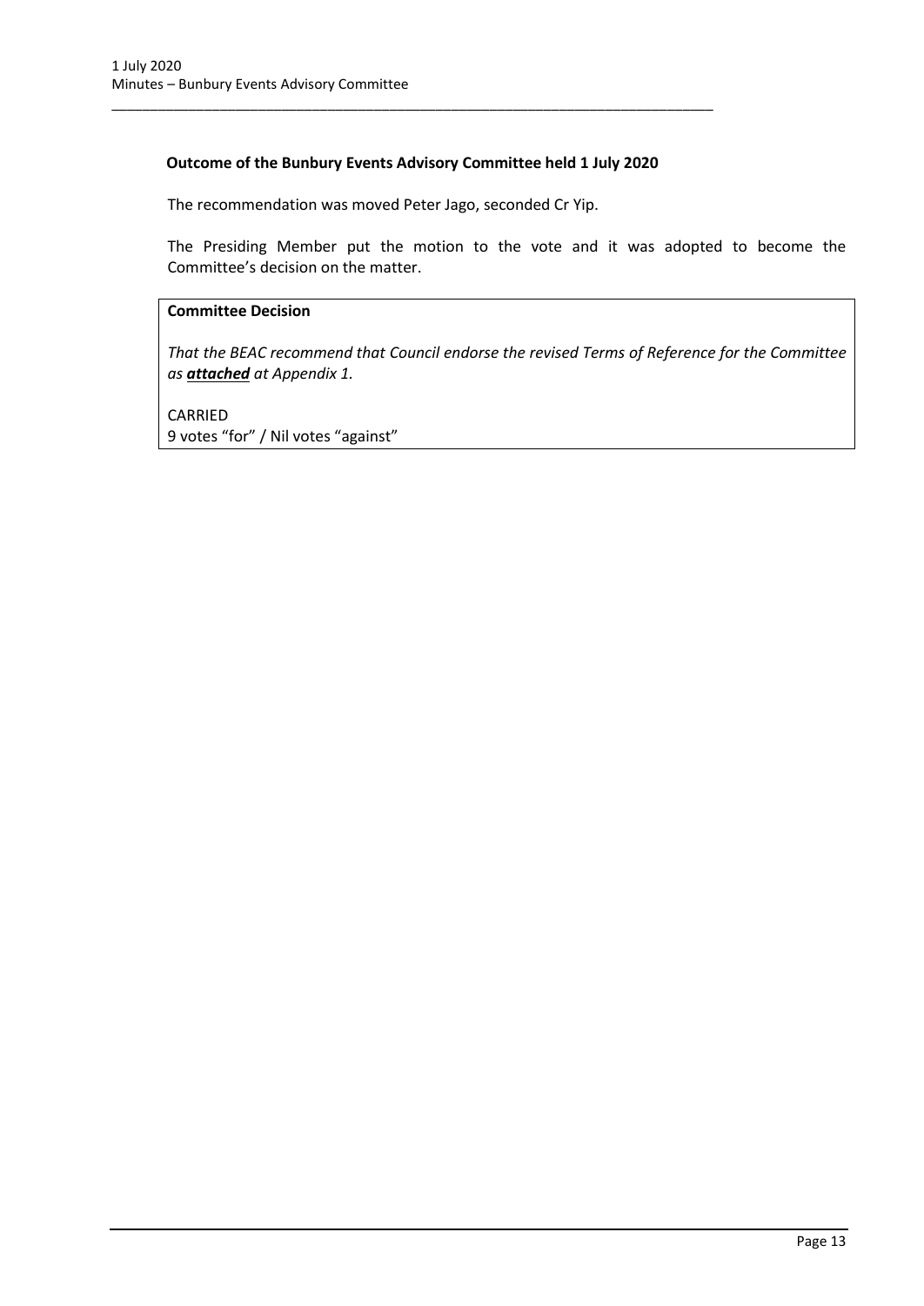**Outcome of the Bunbury Events Advisory Committee held 1 July 2020**

The recommendation was moved Peter Jago, seconded Cr Yip.

The Presiding Member put the motion to the vote and it was adopted to become the Committee's decision on the matter.

**Committee Decision**

*That the BEAC recommend that Council endorse the revised Terms of Reference for the Committee as **attached** at Appendix 1.*

CARRIED
9 votes "for" / Nil votes "against"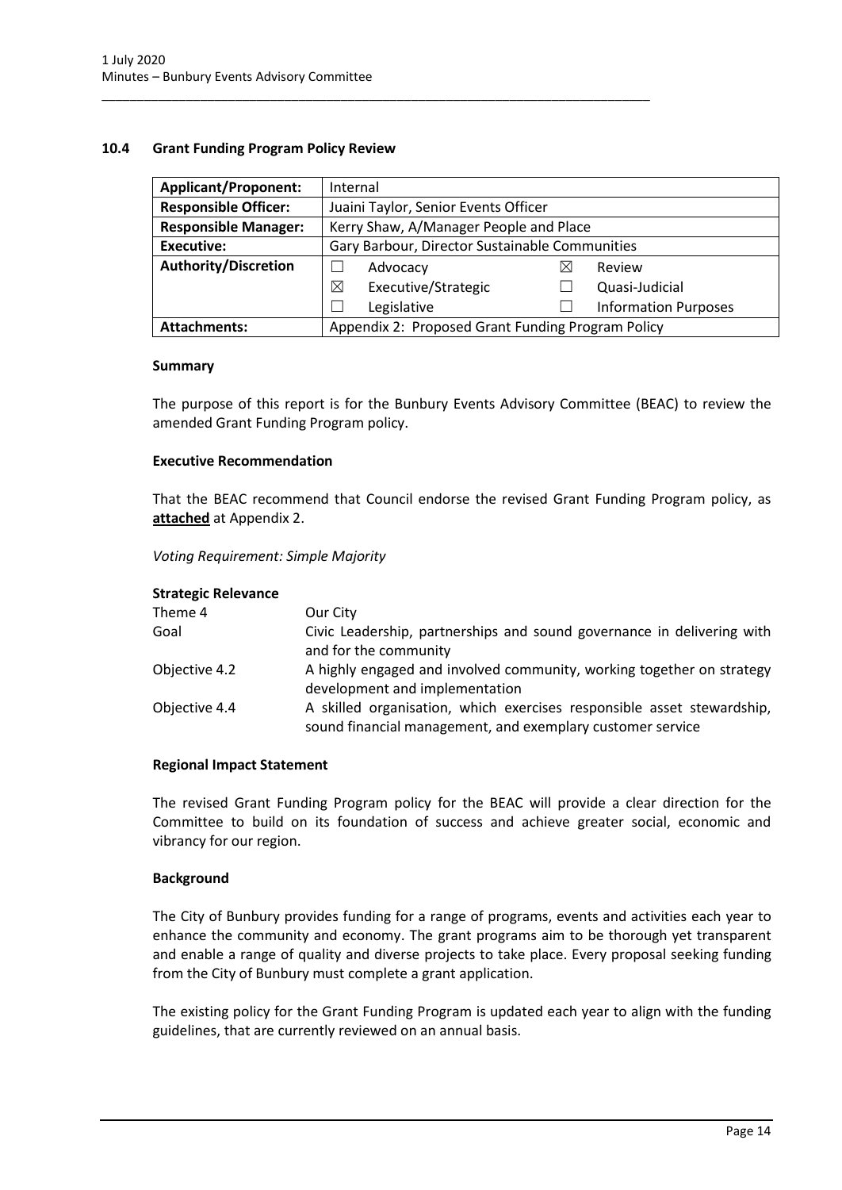## 10.4 Grant Funding Program Policy Review

| Applicant/Proponent: | Internal | | | |
|---|---|---|---|---|
| Responsible Officer: | Juaini Taylor, Senior Events Officer | | | |
| Responsible Manager: | Kerry Shaw, A/Manager People and Place | | | |
| Executive: | Gary Barbour, Director Sustainable Communities | | | |
| Authority/Discretion | ☐ | Advocacy | ☒ | Review |
| | ☒ | Executive/Strategic | ☐ | Quasi-Judicial |
| | ☐ | Legislative | ☐ | Information Purposes |
| Attachments: | Appendix 2: Proposed Grant Funding Program Policy | | | |

### Summary

The purpose of this report is for the Bunbury Events Advisory Committee (BEAC) to review the amended Grant Funding Program policy.

### Executive Recommendation

That the BEAC recommend that Council endorse the revised Grant Funding Program policy, as **attached** at Appendix 2.

*Voting Requirement: Simple Majority*

### Strategic Relevance

| | |
|---|---|
| Theme 4 | Our City |
| Goal | Civic Leadership, partnerships and sound governance in delivering with and for the community |
| Objective 4.2 | A highly engaged and involved community, working together on strategy development and implementation |
| Objective 4.4 | A skilled organisation, which exercises responsible asset stewardship, sound financial management, and exemplary customer service |

### Regional Impact Statement

The revised Grant Funding Program policy for the BEAC will provide a clear direction for the Committee to build on its foundation of success and achieve greater social, economic and vibrancy for our region.

### Background

The City of Bunbury provides funding for a range of programs, events and activities each year to enhance the community and economy. The grant programs aim to be thorough yet transparent and enable a range of quality and diverse projects to take place. Every proposal seeking funding from the City of Bunbury must complete a grant application.

The existing policy for the Grant Funding Program is updated each year to align with the funding guidelines, that are currently reviewed on an annual basis.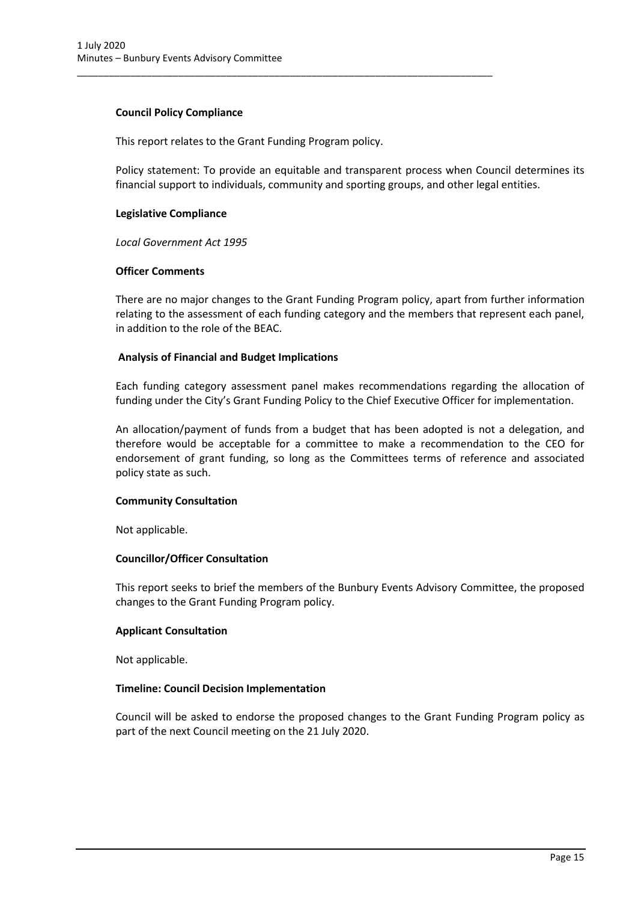**Council Policy Compliance**

This report relates to the Grant Funding Program policy.

Policy statement: To provide an equitable and transparent process when Council determines its financial support to individuals, community and sporting groups, and other legal entities.

**Legislative Compliance**

*Local Government Act 1995*

**Officer Comments**

There are no major changes to the Grant Funding Program policy, apart from further information relating to the assessment of each funding category and the members that represent each panel, in addition to the role of the BEAC.

**Analysis of Financial and Budget Implications**

Each funding category assessment panel makes recommendations regarding the allocation of funding under the City's Grant Funding Policy to the Chief Executive Officer for implementation.

An allocation/payment of funds from a budget that has been adopted is not a delegation, and therefore would be acceptable for a committee to make a recommendation to the CEO for endorsement of grant funding, so long as the Committees terms of reference and associated policy state as such.

**Community Consultation**

Not applicable.

**Councillor/Officer Consultation**

This report seeks to brief the members of the Bunbury Events Advisory Committee, the proposed changes to the Grant Funding Program policy.

**Applicant Consultation**

Not applicable.

**Timeline: Council Decision Implementation**

Council will be asked to endorse the proposed changes to the Grant Funding Program policy as part of the next Council meeting on the 21 July 2020.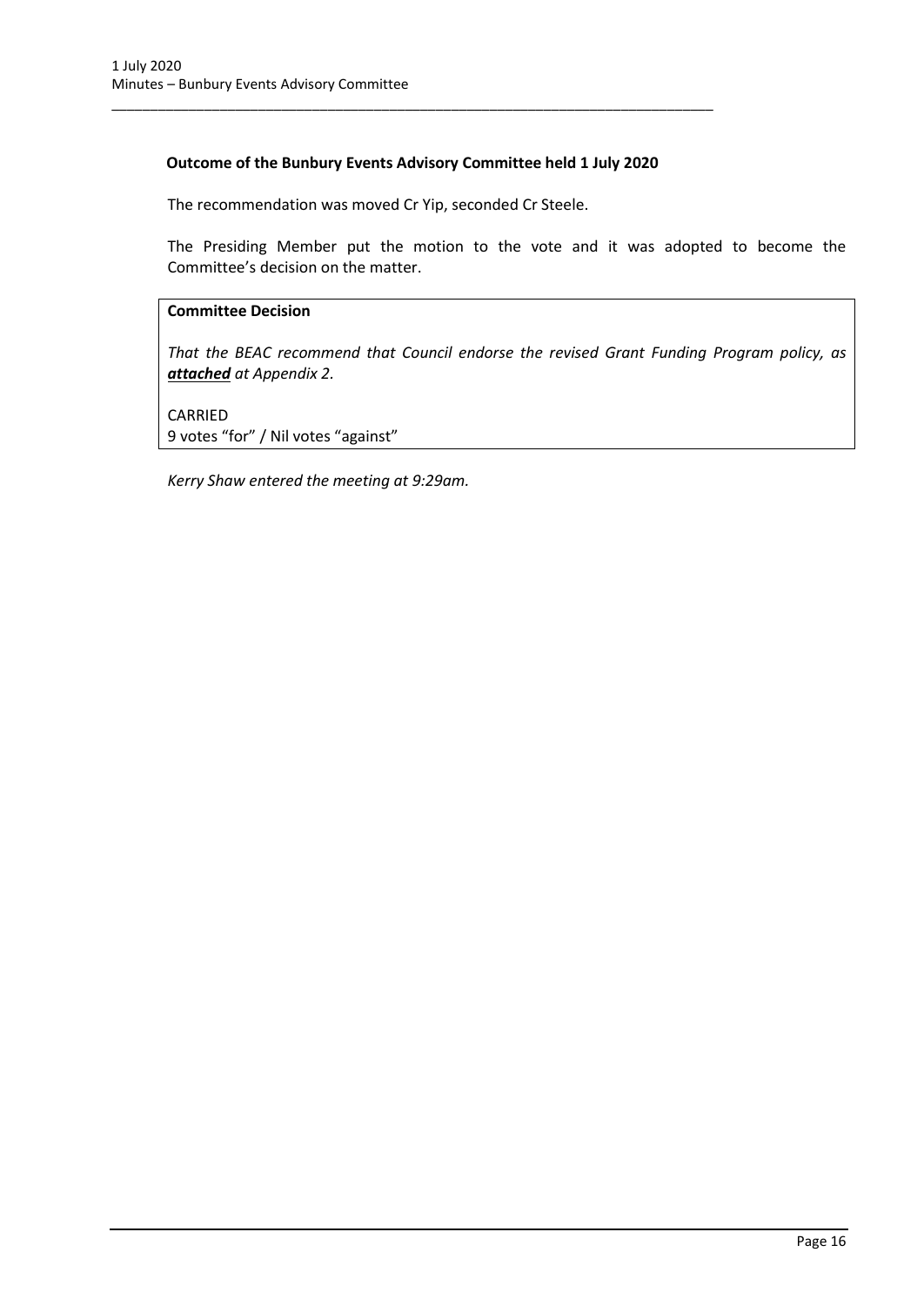**Outcome of the Bunbury Events Advisory Committee held 1 July 2020**

The recommendation was moved Cr Yip, seconded Cr Steele.

The Presiding Member put the motion to the vote and it was adopted to become the Committee's decision on the matter.

**Committee Decision**

*That the BEAC recommend that Council endorse the revised Grant Funding Program policy, as* ***attached*** *at Appendix 2.*

CARRIED
9 votes "for" / Nil votes "against"

*Kerry Shaw entered the meeting at 9:29am.*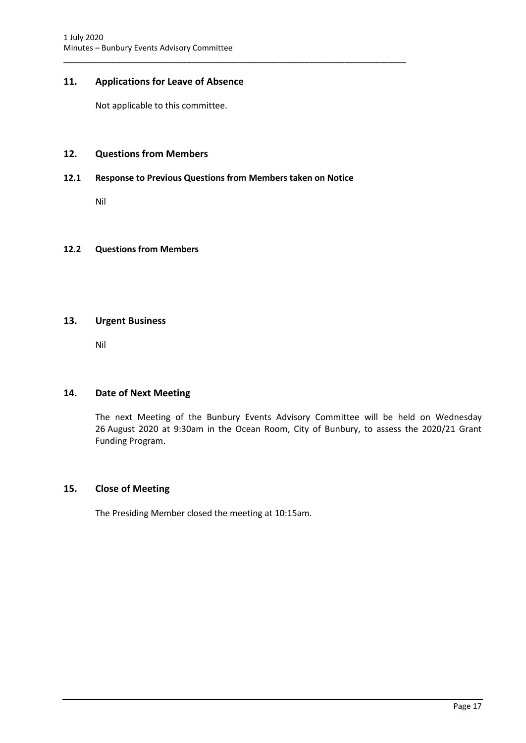## 11. Applications for Leave of Absence

Not applicable to this committee.

## 12. Questions from Members

### 12.1 Response to Previous Questions from Members taken on Notice

Nil

### 12.2 Questions from Members

## 13. Urgent Business

Nil

## 14. Date of Next Meeting

The next Meeting of the Bunbury Events Advisory Committee will be held on Wednesday 26 August 2020 at 9:30am in the Ocean Room, City of Bunbury, to assess the 2020/21 Grant Funding Program.

## 15. Close of Meeting

The Presiding Member closed the meeting at 10:15am.